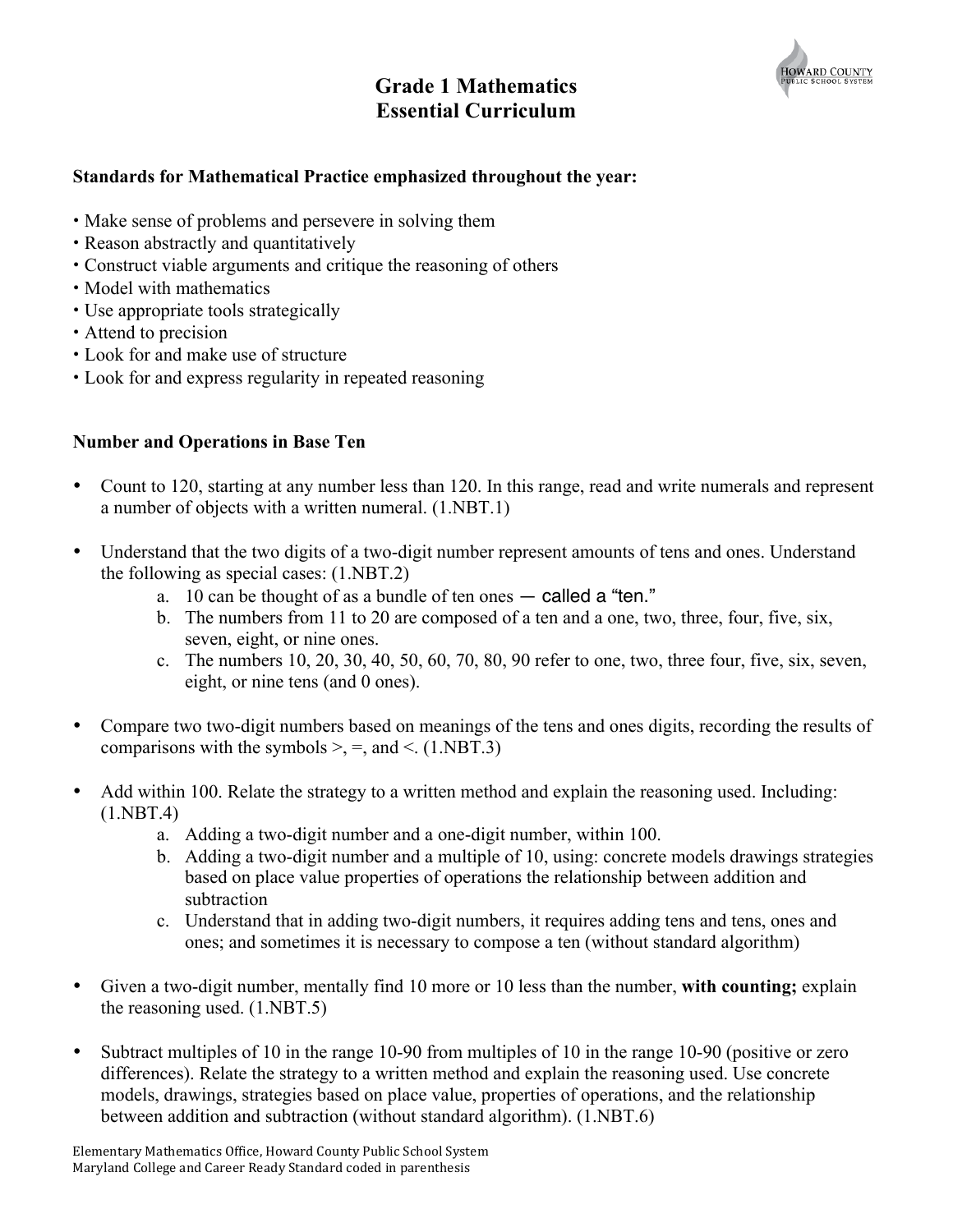# Grade 1 Mathematics
# Essential Curriculum

**Standards for Mathematical Practice emphasized throughout the year:**

- Make sense of problems and persevere in solving them
- Reason abstractly and quantitatively
- Construct viable arguments and critique the reasoning of others
- Model with mathematics
- Use appropriate tools strategically
- Attend to precision
- Look for and make use of structure
- Look for and express regularity in repeated reasoning

**Number and Operations in Base Ten**

- Count to 120, starting at any number less than 120. In this range, read and write numerals and represent a number of objects with a written numeral. (1.NBT.1)

- Understand that the two digits of a two-digit number represent amounts of tens and ones. Understand the following as special cases: (1.NBT.2)
    a. 10 can be thought of as a bundle of ten ones — called a "ten."
    b. The numbers from 11 to 20 are composed of a ten and a one, two, three, four, five, six, seven, eight, or nine ones.
    c. The numbers 10, 20, 30, 40, 50, 60, 70, 80, 90 refer to one, two, three four, five, six, seven, eight, or nine tens (and 0 ones).

- Compare two two-digit numbers based on meanings of the tens and ones digits, recording the results of comparisons with the symbols >, =, and <. (1.NBT.3)

- Add within 100. Relate the strategy to a written method and explain the reasoning used. Including: (1.NBT.4)
    a. Adding a two-digit number and a one-digit number, within 100.
    b. Adding a two-digit number and a multiple of 10, using: concrete models drawings strategies based on place value properties of operations the relationship between addition and subtraction
    c. Understand that in adding two-digit numbers, it requires adding tens and tens, ones and ones; and sometimes it is necessary to compose a ten (without standard algorithm)

- Given a two-digit number, mentally find 10 more or 10 less than the number, **with counting;** explain the reasoning used. (1.NBT.5)

- Subtract multiples of 10 in the range 10-90 from multiples of 10 in the range 10-90 (positive or zero differences). Relate the strategy to a written method and explain the reasoning used. Use concrete models, drawings, strategies based on place value, properties of operations, and the relationship between addition and subtraction (without standard algorithm). (1.NBT.6)

Elementary Mathematics Office, Howard County Public School System
Maryland College and Career Ready Standard coded in parenthesis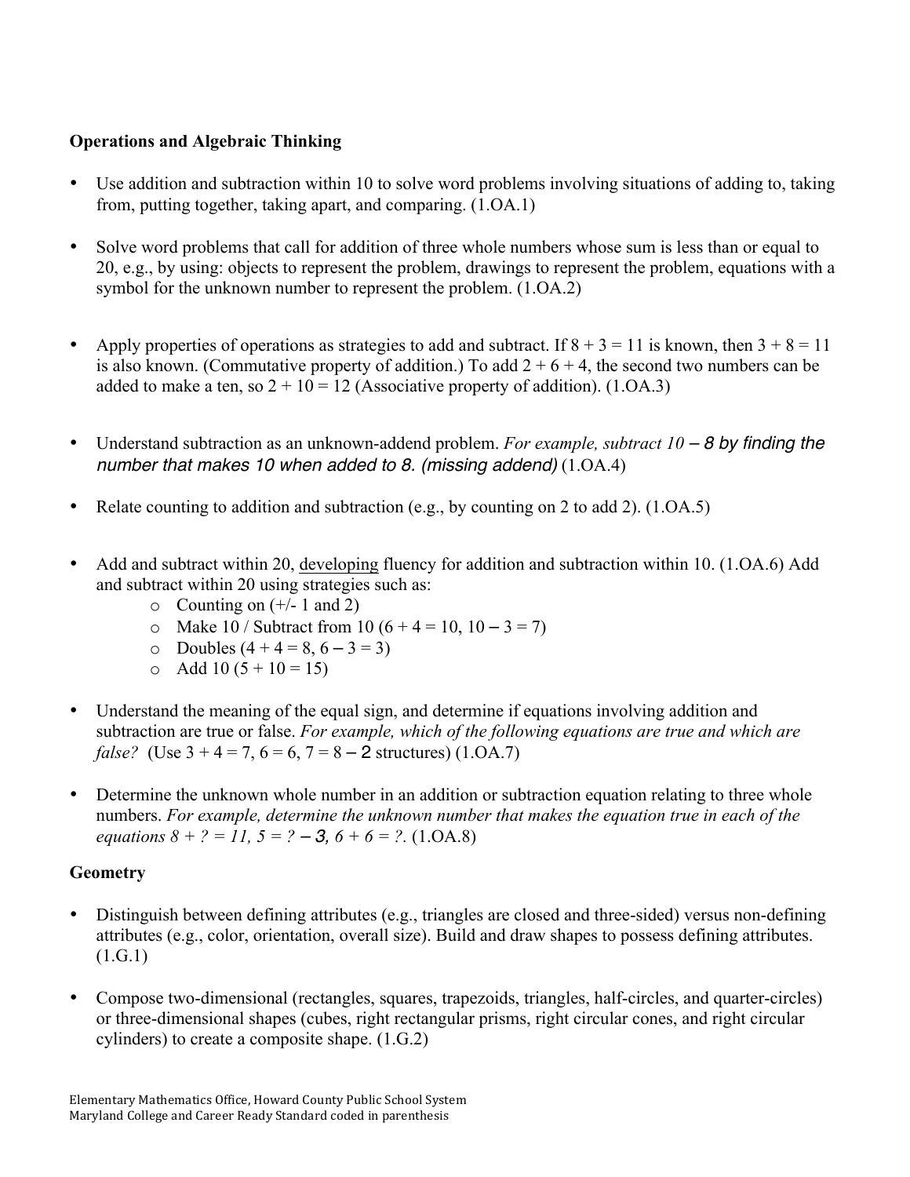**Operations and Algebraic Thinking**

- Use addition and subtraction within 10 to solve word problems involving situations of adding to, taking from, putting together, taking apart, and comparing. (1.OA.1)

- Solve word problems that call for addition of three whole numbers whose sum is less than or equal to 20, e.g., by using: objects to represent the problem, drawings to represent the problem, equations with a symbol for the unknown number to represent the problem. (1.OA.2)

- Apply properties of operations as strategies to add and subtract. If $8 + 3 = 11$ is known, then $3 + 8 = 11$ is also known. (Commutative property of addition.) To add $2 + 6 + 4$, the second two numbers can be added to make a ten, so $2 + 10 = 12$ (Associative property of addition). (1.OA.3)

- Understand subtraction as an unknown-addend problem. *For example, subtract 10 – 8 by finding the number that makes 10 when added to 8. (missing addend)* (1.OA.4)

- Relate counting to addition and subtraction (e.g., by counting on 2 to add 2). (1.OA.5)

- Add and subtract within 20, <u>developing</u> fluency for addition and subtraction within 10. (1.OA.6) Add and subtract within 20 using strategies such as:
  - Counting on (+/- 1 and 2)
  - Make 10 / Subtract from 10 ($6 + 4 = 10$, $10 - 3 = 7$)
  - Doubles ($4 + 4 = 8$, $6 - 3 = 3$)
  - Add 10 ($5 + 10 = 15$)

- Understand the meaning of the equal sign, and determine if equations involving addition and subtraction are true or false. *For example, which of the following equations are true and which are false?* (Use $3 + 4 = 7$, $6 = 6$, $7 = 8 - 2$ structures) (1.OA.7)

- Determine the unknown whole number in an addition or subtraction equation relating to three whole numbers. *For example, determine the unknown number that makes the equation true in each of the equations* $8 + ? = 11$, $5 = ? - 3$, $6 + 6 = ?$. (1.OA.8)

**Geometry**

- Distinguish between defining attributes (e.g., triangles are closed and three-sided) versus non-defining attributes (e.g., color, orientation, overall size). Build and draw shapes to possess defining attributes. (1.G.1)

- Compose two-dimensional (rectangles, squares, trapezoids, triangles, half-circles, and quarter-circles) or three-dimensional shapes (cubes, right rectangular prisms, right circular cones, and right circular cylinders) to create a composite shape. (1.G.2)

Elementary Mathematics Office, Howard County Public School System
Maryland College and Career Ready Standard coded in parenthesis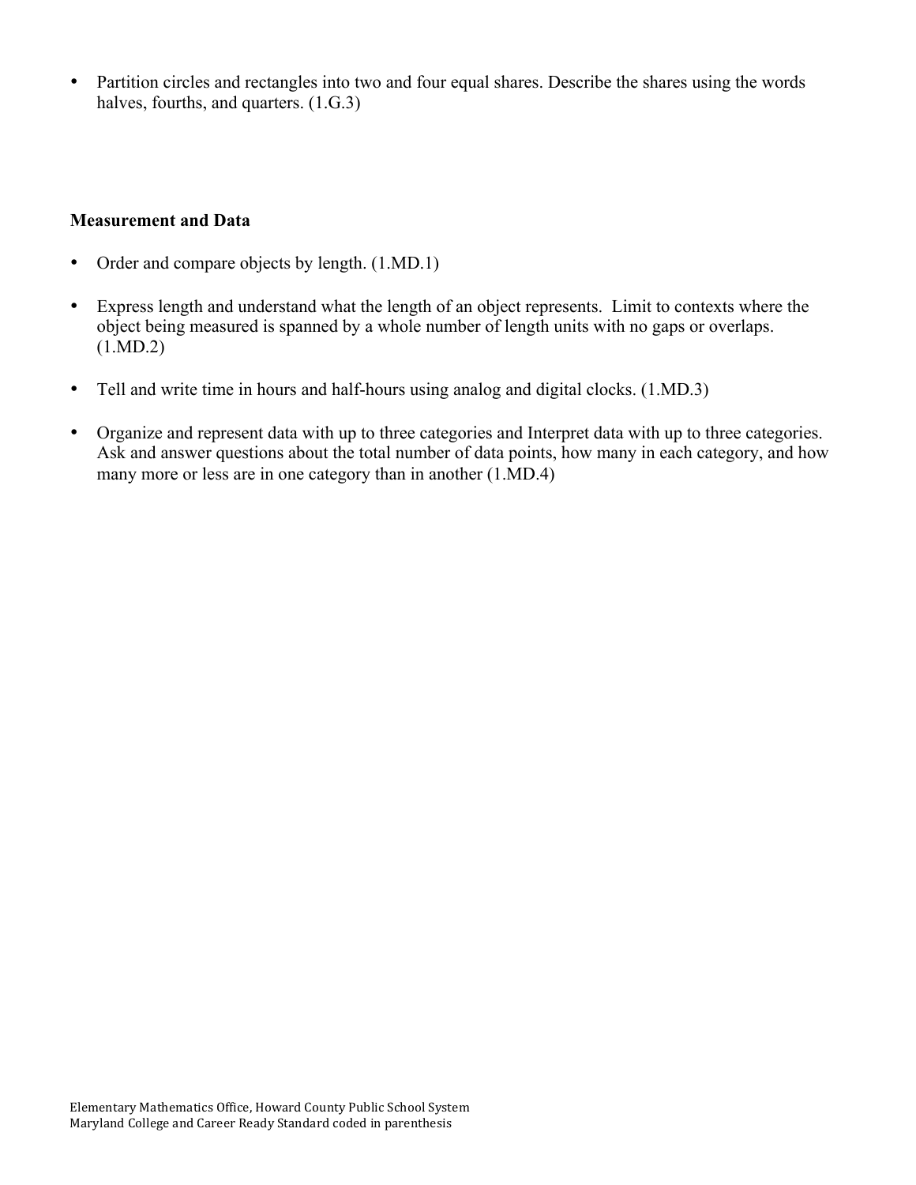- Partition circles and rectangles into two and four equal shares. Describe the shares using the words halves, fourths, and quarters. (1.G.3)

**Measurement and Data**

- Order and compare objects by length. (1.MD.1)
- Express length and understand what the length of an object represents. Limit to contexts where the object being measured is spanned by a whole number of length units with no gaps or overlaps. (1.MD.2)
- Tell and write time in hours and half-hours using analog and digital clocks. (1.MD.3)
- Organize and represent data with up to three categories and Interpret data with up to three categories. Ask and answer questions about the total number of data points, how many in each category, and how many more or less are in one category than in another (1.MD.4)

Elementary Mathematics Office, Howard County Public School System
Maryland College and Career Ready Standard coded in parenthesis